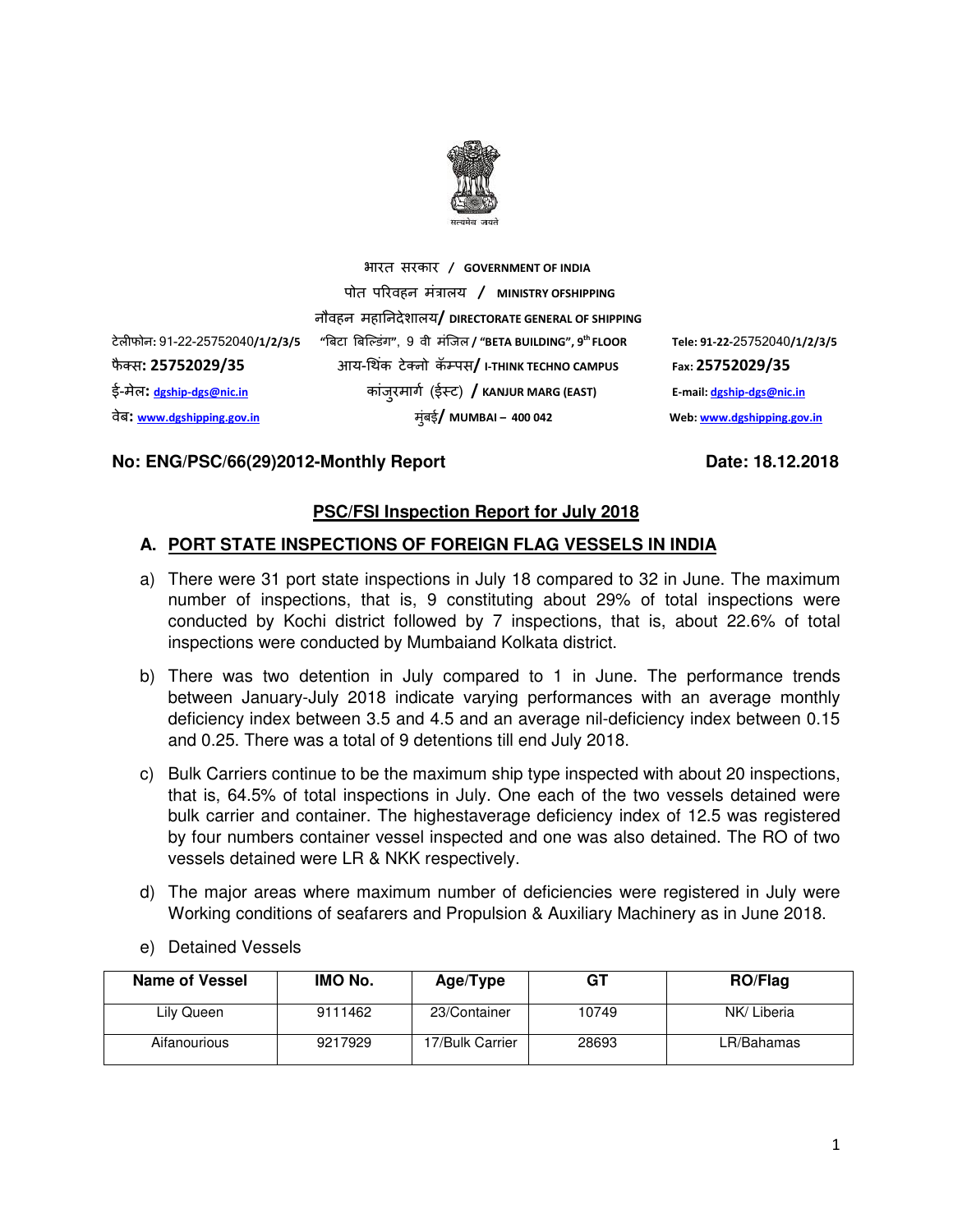भारत सरकार / GOVERNMENT OF INDIA

पोत परिवहन मंत्रालय / MINISTRY OFSHIPPING

नौवहन महानिदेशालय/ DIRECTORATE GENERAL OF SHIPPING

टेलीफोन: 91-22-25752040/1/2/3/5 "बिटा बिल्डिंग", 9 वी मंजिल / "BETA BUILDING", 9th FLOOR Tele: 91-22-25752040/1/2/3/5

फैक्स: 25752029/35 आय-थिंक टेक्नो कॅम्पस/ I-THINK TECHNO CAMPUS Fax: 25752029/35

ई-मेल: dgship-dgs@nic.in कांजुरमार्ग (ईस्ट) / KANJUR MARG (EAST) E-mail: dgship-dgs@nic.in

वेब: www.dgshipping.gov.in मुंबई/ MUMBAI – 400 042 Web: www.dgshipping.gov.in

**No: ENG/PSC/66(29)2012-Monthly Report** **Date: 18.12.2018**

## PSC/FSI Inspection Report for July 2018

### A. PORT STATE INSPECTIONS OF FOREIGN FLAG VESSELS IN INDIA

a) There were 31 port state inspections in July 18 compared to 32 in June. The maximum number of inspections, that is, 9 constituting about 29% of total inspections were conducted by Kochi district followed by 7 inspections, that is, about 22.6% of total inspections were conducted by Mumbaiand Kolkata district.

b) There was two detention in July compared to 1 in June. The performance trends between January-July 2018 indicate varying performances with an average monthly deficiency index between 3.5 and 4.5 and an average nil-deficiency index between 0.15 and 0.25. There was a total of 9 detentions till end July 2018.

c) Bulk Carriers continue to be the maximum ship type inspected with about 20 inspections, that is, 64.5% of total inspections in July. One each of the two vessels detained were bulk carrier and container. The highestaverage deficiency index of 12.5 was registered by four numbers container vessel inspected and one was also detained. The RO of two vessels detained were LR & NKK respectively.

d) The major areas where maximum number of deficiencies were registered in July were Working conditions of seafarers and Propulsion & Auxiliary Machinery as in June 2018.

e) Detained Vessels

| Name of Vessel | IMO No. | Age/Type | GT | RO/Flag |
|---|---|---|---|---|
| Lily Queen | 9111462 | 23/Container | 10749 | NK/ Liberia |
| Aifanourious | 9217929 | 17/Bulk Carrier | 28693 | LR/Bahamas |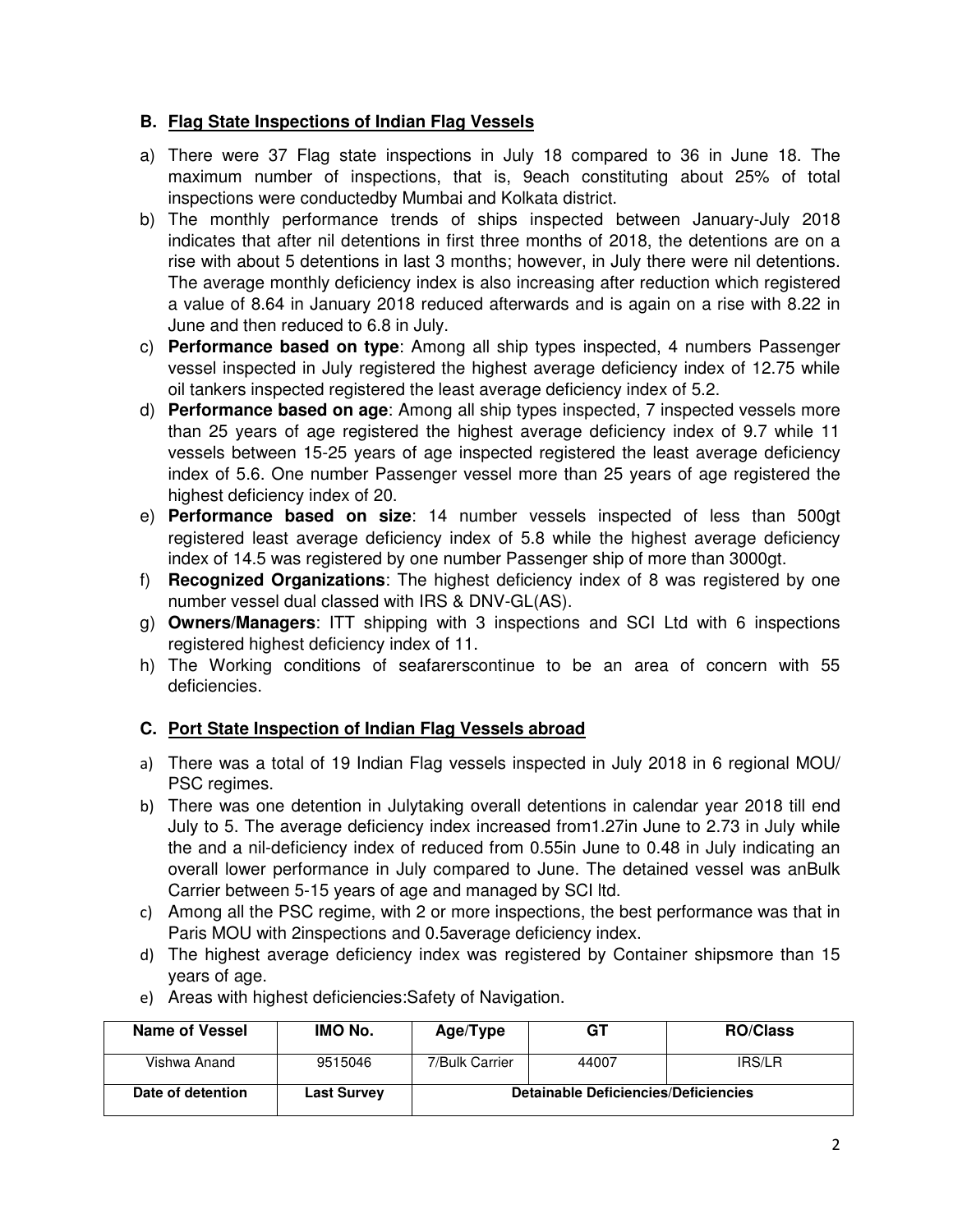## B. Flag State Inspections of Indian Flag Vessels

a) There were 37 Flag state inspections in July 18 compared to 36 in June 18. The maximum number of inspections, that is, 9each constituting about 25% of total inspections were conductedby Mumbai and Kolkata district.

b) The monthly performance trends of ships inspected between January-July 2018 indicates that after nil detentions in first three months of 2018, the detentions are on a rise with about 5 detentions in last 3 months; however, in July there were nil detentions. The average monthly deficiency index is also increasing after reduction which registered a value of 8.64 in January 2018 reduced afterwards and is again on a rise with 8.22 in June and then reduced to 6.8 in July.

c) **Performance based on type**: Among all ship types inspected, 4 numbers Passenger vessel inspected in July registered the highest average deficiency index of 12.75 while oil tankers inspected registered the least average deficiency index of 5.2.

d) **Performance based on age**: Among all ship types inspected, 7 inspected vessels more than 25 years of age registered the highest average deficiency index of 9.7 while 11 vessels between 15-25 years of age inspected registered the least average deficiency index of 5.6. One number Passenger vessel more than 25 years of age registered the highest deficiency index of 20.

e) **Performance based on size**: 14 number vessels inspected of less than 500gt registered least average deficiency index of 5.8 while the highest average deficiency index of 14.5 was registered by one number Passenger ship of more than 3000gt.

f) **Recognized Organizations**: The highest deficiency index of 8 was registered by one number vessel dual classed with IRS & DNV-GL(AS).

g) **Owners/Managers**: ITT shipping with 3 inspections and SCI Ltd with 6 inspections registered highest deficiency index of 11.

h) The Working conditions of seafarerscontinue to be an area of concern with 55 deficiencies.

## C. Port State Inspection of Indian Flag Vessels abroad

a) There was a total of 19 Indian Flag vessels inspected in July 2018 in 6 regional MOU/ PSC regimes.

b) There was one detention in Julytaking overall detentions in calendar year 2018 till end July to 5. The average deficiency index increased from1.27in June to 2.73 in July while the and a nil-deficiency index of reduced from 0.55in June to 0.48 in July indicating an overall lower performance in July compared to June. The detained vessel was anBulk Carrier between 5-15 years of age and managed by SCI ltd.

c) Among all the PSC regime, with 2 or more inspections, the best performance was that in Paris MOU with 2inspections and 0.5average deficiency index.

d) The highest average deficiency index was registered by Container shipsmore than 15 years of age.

e) Areas with highest deficiencies:Safety of Navigation.

| Name of Vessel | IMO No. | Age/Type | GT | RO/Class |
|---|---|---|---|---|
| Vishwa Anand | 9515046 | 7/Bulk Carrier | 44007 | IRS/LR |
| **Date of detention** | **Last Survey** | **Detainable Deficiencies/Deficiencies** | | |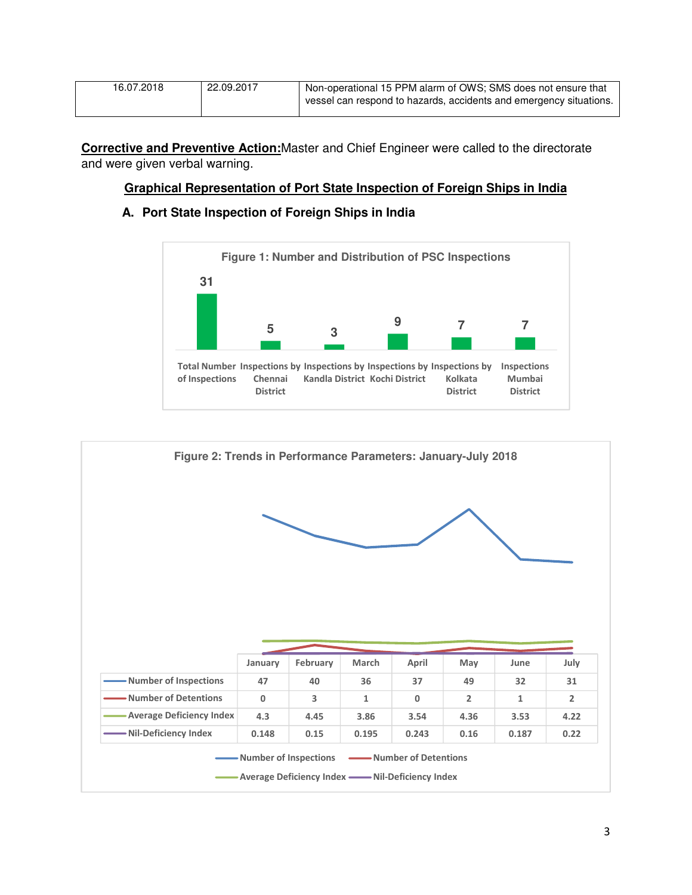| 16.07.2018 | 22.09.2017 | Non-operational 15 PPM alarm of OWS; SMS does not ensure that vessel can respond to hazards, accidents and emergency situations. |
|---|---|---|

**Corrective and Preventive Action:** Master and Chief Engineer were called to the directorate and were given verbal warning.

## Graphical Representation of Port State Inspection of Foreign Ships in India

### A. Port State Inspection of Foreign Ships in India

**Figure 1: Number and Distribution of PSC Inspections**

| Total Number of Inspections | Inspections by Chennai District | Inspections by Kandla District | Inspections by Kochi District | Inspections by Kolkata District | Inspections Mumbai District |
|---|---|---|---|---|---|
| 31 | 5 | 3 | 9 | 7 | 7 |

**Figure 2: Trends in Performance Parameters: January-July 2018**

| | January | February | March | April | May | June | July |
|---|---|---|---|---|---|---|---|
| Number of Inspections | 47 | 40 | 36 | 37 | 49 | 32 | 31 |
| Number of Detentions | 0 | 3 | 1 | 0 | 2 | 1 | 2 |
| Average Deficiency Index | 4.3 | 4.45 | 3.86 | 3.54 | 4.36 | 3.53 | 4.22 |
| Nil-Deficiency Index | 0.148 | 0.15 | 0.195 | 0.243 | 0.16 | 0.187 | 0.22 |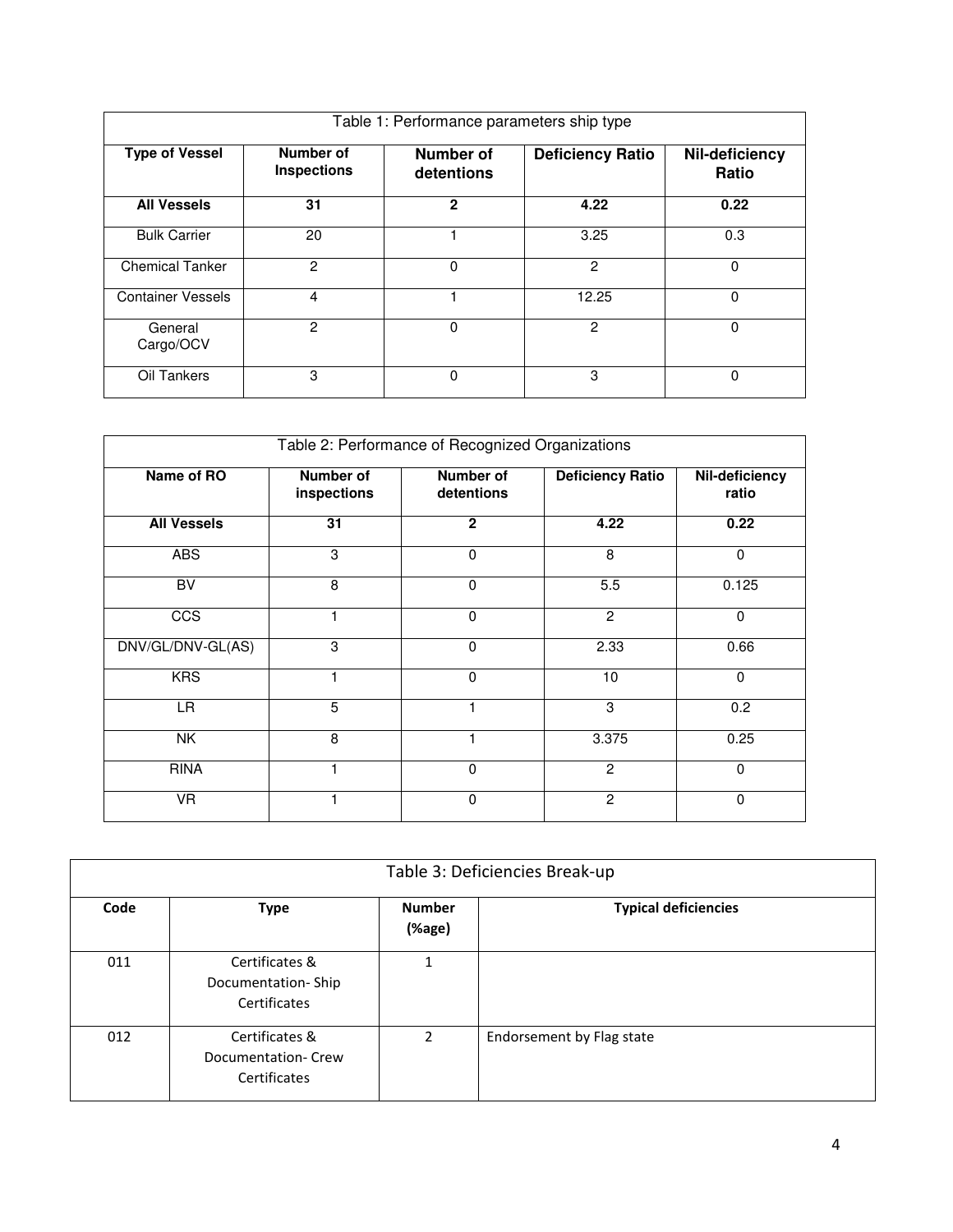| Table 1: Performance parameters ship type | | | | |
|---|---|---|---|---|
| **Type of Vessel** | **Number of Inspections** | **Number of detentions** | **Deficiency Ratio** | **Nil-deficiency Ratio** |
| **All Vessels** | **31** | **2** | **4.22** | **0.22** |
| Bulk Carrier | 20 | 1 | 3.25 | 0.3 |
| Chemical Tanker | 2 | 0 | 2 | 0 |
| Container Vessels | 4 | 1 | 12.25 | 0 |
| General Cargo/OCV | 2 | 0 | 2 | 0 |
| Oil Tankers | 3 | 0 | 3 | 0 |

| Table 2: Performance of Recognized Organizations | | | | |
|---|---|---|---|---|
| **Name of RO** | **Number of inspections** | **Number of detentions** | **Deficiency Ratio** | **Nil-deficiency ratio** |
| **All Vessels** | **31** | **2** | **4.22** | **0.22** |
| ABS | 3 | 0 | 8 | 0 |
| BV | 8 | 0 | 5.5 | 0.125 |
| CCS | 1 | 0 | 2 | 0 |
| DNV/GL/DNV-GL(AS) | 3 | 0 | 2.33 | 0.66 |
| KRS | 1 | 0 | 10 | 0 |
| LR | 5 | 1 | 3 | 0.2 |
| NK | 8 | 1 | 3.375 | 0.25 |
| RINA | 1 | 0 | 2 | 0 |
| VR | 1 | 0 | 2 | 0 |

| Table 3: Deficiencies Break-up | | | |
|---|---|---|---|
| **Code** | **Type** | **Number (%age)** | **Typical deficiencies** |
| 011 | Certificates & Documentation- Ship Certificates | 1 | |
| 012 | Certificates & Documentation- Crew Certificates | 2 | Endorsement by Flag state |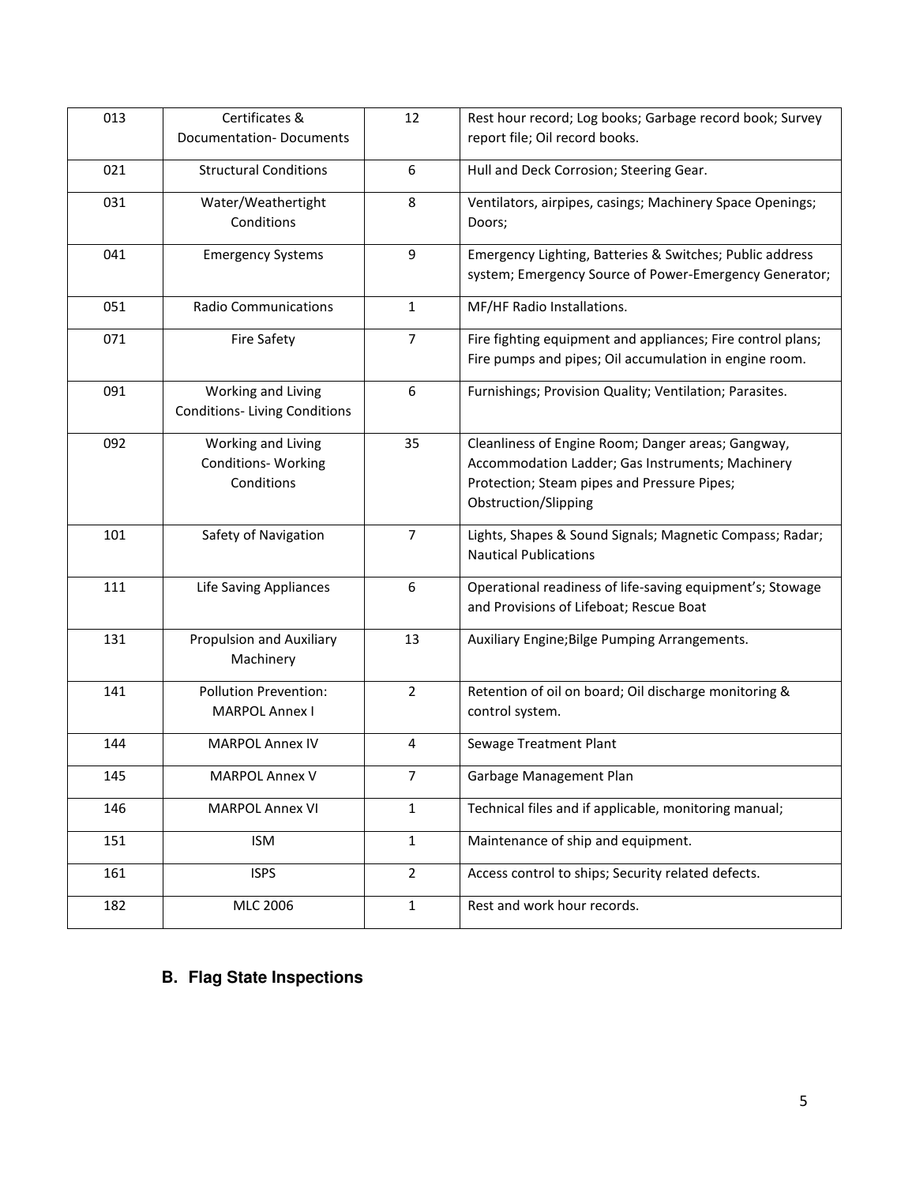| 013 | Certificates & Documentation- Documents | 12 | Rest hour record; Log books; Garbage record book; Survey report file; Oil record books. |
|---|---|---|---|
| 021 | Structural Conditions | 6 | Hull and Deck Corrosion; Steering Gear. |
| 031 | Water/Weathertight Conditions | 8 | Ventilators, airpipes, casings; Machinery Space Openings; Doors; |
| 041 | Emergency Systems | 9 | Emergency Lighting, Batteries & Switches; Public address system; Emergency Source of Power-Emergency Generator; |
| 051 | Radio Communications | 1 | MF/HF Radio Installations. |
| 071 | Fire Safety | 7 | Fire fighting equipment and appliances; Fire control plans; Fire pumps and pipes; Oil accumulation in engine room. |
| 091 | Working and Living Conditions- Living Conditions | 6 | Furnishings; Provision Quality; Ventilation; Parasites. |
| 092 | Working and Living Conditions- Working Conditions | 35 | Cleanliness of Engine Room; Danger areas; Gangway, Accommodation Ladder; Gas Instruments; Machinery Protection; Steam pipes and Pressure Pipes; Obstruction/Slipping |
| 101 | Safety of Navigation | 7 | Lights, Shapes & Sound Signals; Magnetic Compass; Radar; Nautical Publications |
| 111 | Life Saving Appliances | 6 | Operational readiness of life-saving equipment's; Stowage and Provisions of Lifeboat; Rescue Boat |
| 131 | Propulsion and Auxiliary Machinery | 13 | Auxiliary Engine;Bilge Pumping Arrangements. |
| 141 | Pollution Prevention: MARPOL Annex I | 2 | Retention of oil on board; Oil discharge monitoring & control system. |
| 144 | MARPOL Annex IV | 4 | Sewage Treatment Plant |
| 145 | MARPOL Annex V | 7 | Garbage Management Plan |
| 146 | MARPOL Annex VI | 1 | Technical files and if applicable, monitoring manual; |
| 151 | ISM | 1 | Maintenance of ship and equipment. |
| 161 | ISPS | 2 | Access control to ships; Security related defects. |
| 182 | MLC 2006 | 1 | Rest and work hour records. |

## B. Flag State Inspections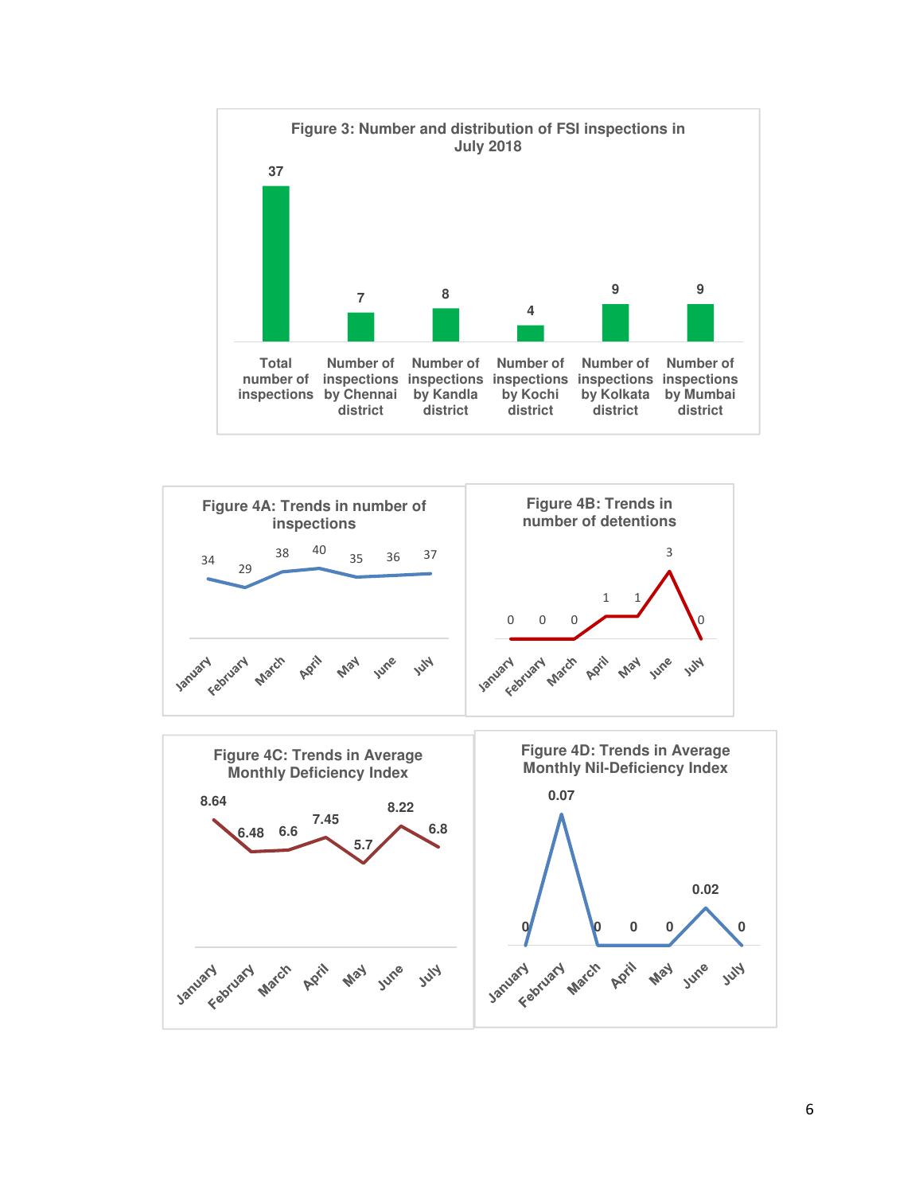**Figure 3: Number and distribution of FSI inspections in July 2018**

| Category | Value |
|---|---|
| Total number of inspections | 37 |
| Number of inspections by Chennai district | 7 |
| Number of inspections by Kandla district | 8 |
| Number of inspections by Kochi district | 4 |
| Number of inspections by Kolkata district | 9 |
| Number of inspections by Mumbai district | 9 |

**Figure 4A: Trends in number of inspections**

| January | February | March | April | May | June | July |
|---|---|---|---|---|---|---|
| 34 | 29 | 38 | 40 | 35 | 36 | 37 |

**Figure 4B: Trends in number of detentions**

| January | February | March | April | May | June | July |
|---|---|---|---|---|---|---|
| 0 | 0 | 0 | 1 | 1 | 3 | 0 |

**Figure 4C: Trends in Average Monthly Deficiency Index**

| January | February | March | April | May | June | July |
|---|---|---|---|---|---|---|
| 8.64 | 6.48 | 6.6 | 7.45 | 5.7 | 8.22 | 6.8 |

**Figure 4D: Trends in Average Monthly Nil-Deficiency Index**

| January | February | March | April | May | June | July |
|---|---|---|---|---|---|---|
| 0 | 0.07 | 0 | 0 | 0 | 0.02 | 0 |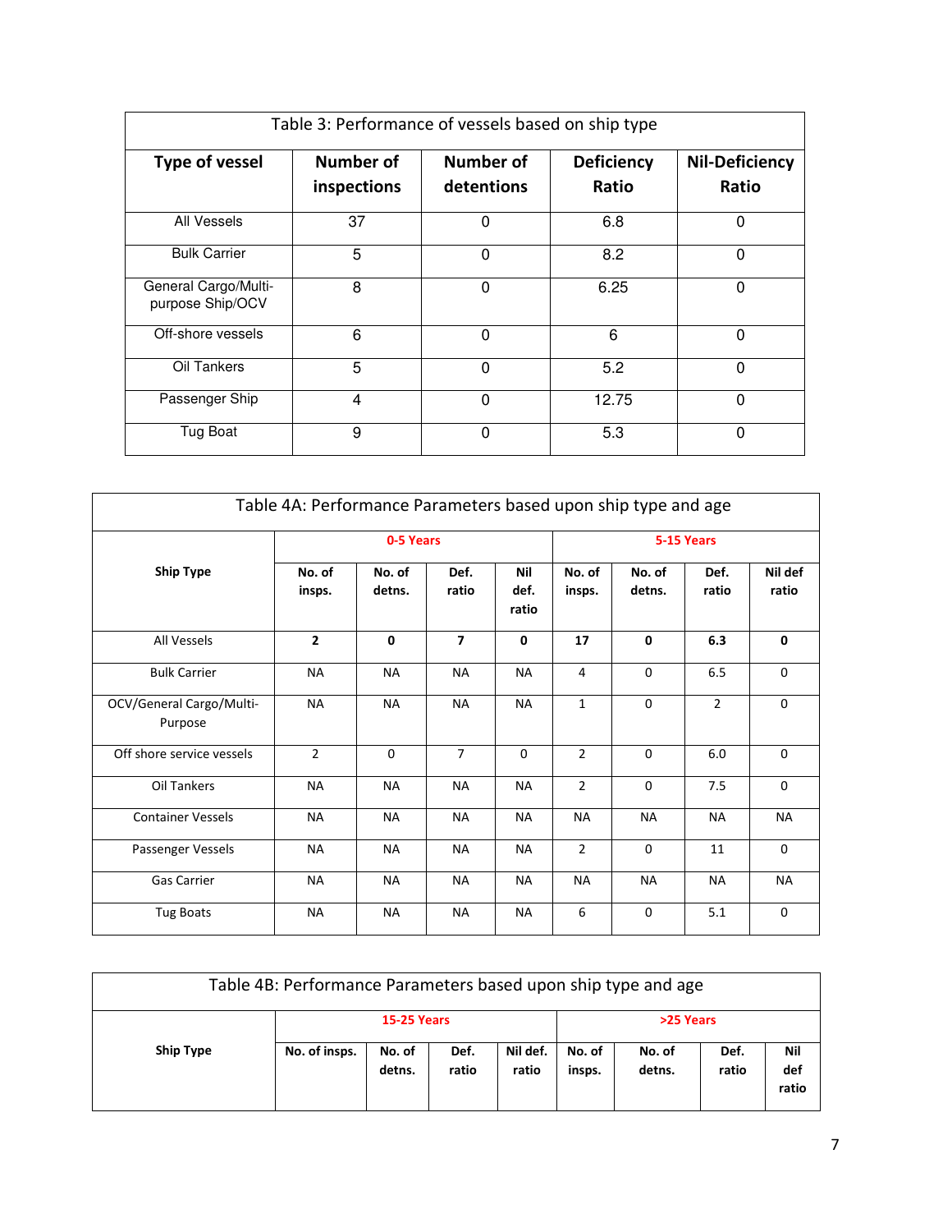| Table 3: Performance of vessels based on ship type | | | | |
|---|---|---|---|---|
| **Type of vessel** | **Number of inspections** | **Number of detentions** | **Deficiency Ratio** | **Nil-Deficiency Ratio** |
| All Vessels | 37 | 0 | 6.8 | 0 |
| Bulk Carrier | 5 | 0 | 8.2 | 0 |
| General Cargo/Multi-purpose Ship/OCV | 8 | 0 | 6.25 | 0 |
| Off-shore vessels | 6 | 0 | 6 | 0 |
| Oil Tankers | 5 | 0 | 5.2 | 0 |
| Passenger Ship | 4 | 0 | 12.75 | 0 |
| Tug Boat | 9 | 0 | 5.3 | 0 |

| Table 4A: Performance Parameters based upon ship type and age | | | | | | | | |
|---|---|---|---|---|---|---|---|---|
| **Ship Type** | **0-5 Years** | | | | **5-15 Years** | | | |
| | **No. of insps.** | **No. of detns.** | **Def. ratio** | **Nil def. ratio** | **No. of insps.** | **No. of detns.** | **Def. ratio** | **Nil def ratio** |
| All Vessels | **2** | **0** | **7** | **0** | **17** | **0** | **6.3** | **0** |
| Bulk Carrier | NA | NA | NA | NA | 4 | 0 | 6.5 | 0 |
| OCV/General Cargo/Multi-Purpose | NA | NA | NA | NA | 1 | 0 | 2 | 0 |
| Off shore service vessels | 2 | 0 | 7 | 0 | 2 | 0 | 6.0 | 0 |
| Oil Tankers | NA | NA | NA | NA | 2 | 0 | 7.5 | 0 |
| Container Vessels | NA | NA | NA | NA | NA | NA | NA | NA |
| Passenger Vessels | NA | NA | NA | NA | 2 | 0 | 11 | 0 |
| Gas Carrier | NA | NA | NA | NA | NA | NA | NA | NA |
| Tug Boats | NA | NA | NA | NA | 6 | 0 | 5.1 | 0 |

| Table 4B: Performance Parameters based upon ship type and age | | | | | | | | |
|---|---|---|---|---|---|---|---|---|
| **Ship Type** | **15-25 Years** | | | | **>25 Years** | | | |
| | **No. of insps.** | **No. of detns.** | **Def. ratio** | **Nil def. ratio** | **No. of insps.** | **No. of detns.** | **Def. ratio** | **Nil def ratio** |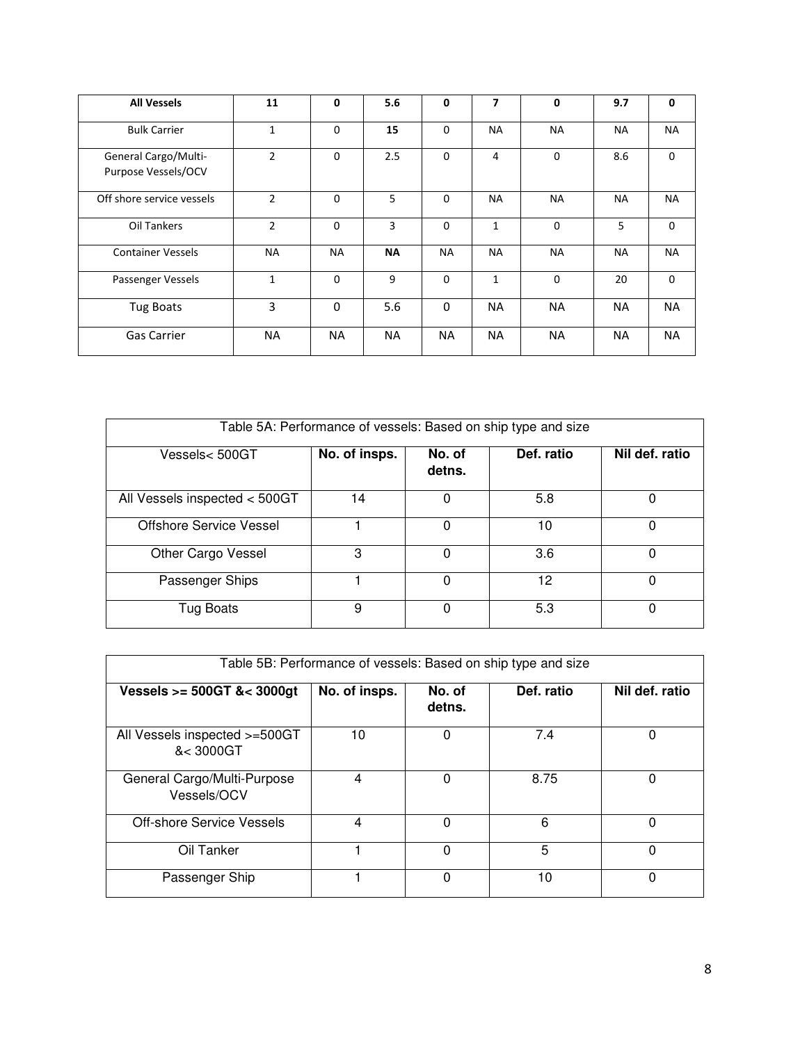| **All Vessels** | **11** | **0** | **5.6** | **0** | **7** | **0** | **9.7** | **0** |
|---|---|---|---|---|---|---|---|---|
| Bulk Carrier | 1 | 0 | **15** | 0 | NA | NA | NA | NA |
| General Cargo/Multi-Purpose Vessels/OCV | 2 | 0 | 2.5 | 0 | 4 | 0 | 8.6 | 0 |
| Off shore service vessels | 2 | 0 | 5 | 0 | NA | NA | NA | NA |
| Oil Tankers | 2 | 0 | 3 | 0 | 1 | 0 | 5 | 0 |
| Container Vessels | NA | NA | **NA** | NA | NA | NA | NA | NA |
| Passenger Vessels | 1 | 0 | 9 | 0 | 1 | 0 | 20 | 0 |
| Tug Boats | 3 | 0 | 5.6 | 0 | NA | NA | NA | NA |
| Gas Carrier | NA | NA | NA | NA | NA | NA | NA | NA |

| Table 5A: Performance of vessels: Based on ship type and size | | | | |
|---|---|---|---|---|
| Vessels< 500GT | **No. of insps.** | **No. of detns.** | **Def. ratio** | **Nil def. ratio** |
| All Vessels inspected < 500GT | 14 | 0 | 5.8 | 0 |
| Offshore Service Vessel | 1 | 0 | 10 | 0 |
| Other Cargo Vessel | 3 | 0 | 3.6 | 0 |
| Passenger Ships | 1 | 0 | 12 | 0 |
| Tug Boats | 9 | 0 | 5.3 | 0 |

| Table 5B: Performance of vessels: Based on ship type and size | | | | |
|---|---|---|---|---|
| **Vessels >= 500GT &< 3000gt** | **No. of insps.** | **No. of detns.** | **Def. ratio** | **Nil def. ratio** |
| All Vessels inspected >=500GT &< 3000GT | 10 | 0 | 7.4 | 0 |
| General Cargo/Multi-Purpose Vessels/OCV | 4 | 0 | 8.75 | 0 |
| Off-shore Service Vessels | 4 | 0 | 6 | 0 |
| Oil Tanker | 1 | 0 | 5 | 0 |
| Passenger Ship | 1 | 0 | 10 | 0 |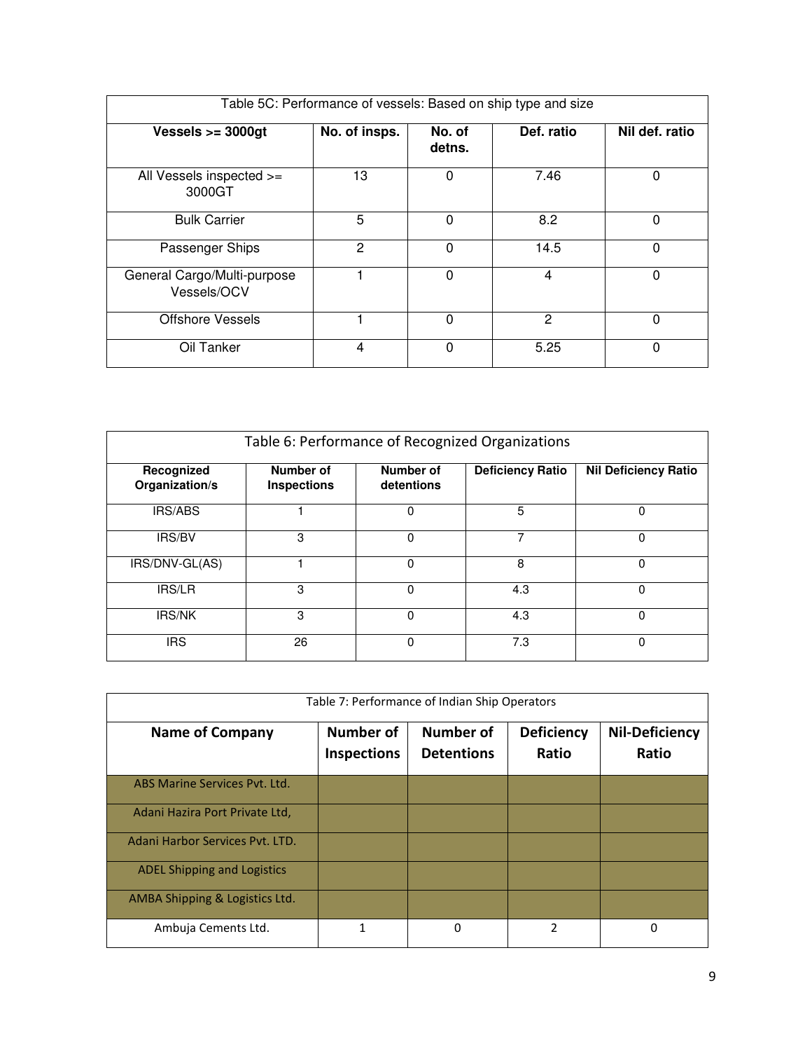| Table 5C: Performance of vessels: Based on ship type and size | | | | |
|---|---|---|---|---|
| **Vessels >= 3000gt** | **No. of insps.** | **No. of detns.** | **Def. ratio** | **Nil def. ratio** |
| All Vessels inspected >= 3000GT | 13 | 0 | 7.46 | 0 |
| Bulk Carrier | 5 | 0 | 8.2 | 0 |
| Passenger Ships | 2 | 0 | 14.5 | 0 |
| General Cargo/Multi-purpose Vessels/OCV | 1 | 0 | 4 | 0 |
| Offshore Vessels | 1 | 0 | 2 | 0 |
| Oil Tanker | 4 | 0 | 5.25 | 0 |

| Table 6: Performance of Recognized Organizations | | | | |
|---|---|---|---|---|
| **Recognized Organization/s** | **Number of Inspections** | **Number of detentions** | **Deficiency Ratio** | **Nil Deficiency Ratio** |
| IRS/ABS | 1 | 0 | 5 | 0 |
| IRS/BV | 3 | 0 | 7 | 0 |
| IRS/DNV-GL(AS) | 1 | 0 | 8 | 0 |
| IRS/LR | 3 | 0 | 4.3 | 0 |
| IRS/NK | 3 | 0 | 4.3 | 0 |
| IRS | 26 | 0 | 7.3 | 0 |

| Table 7: Performance of Indian Ship Operators | | | | |
|---|---|---|---|---|
| **Name of Company** | **Number of Inspections** | **Number of Detentions** | **Deficiency Ratio** | **Nil-Deficiency Ratio** |
| ABS Marine Services Pvt. Ltd. | | | | |
| Adani Hazira Port Private Ltd, | | | | |
| Adani Harbor Services Pvt. LTD. | | | | |
| ADEL Shipping and Logistics | | | | |
| AMBA Shipping & Logistics Ltd. | | | | |
| Ambuja Cements Ltd. | 1 | 0 | 2 | 0 |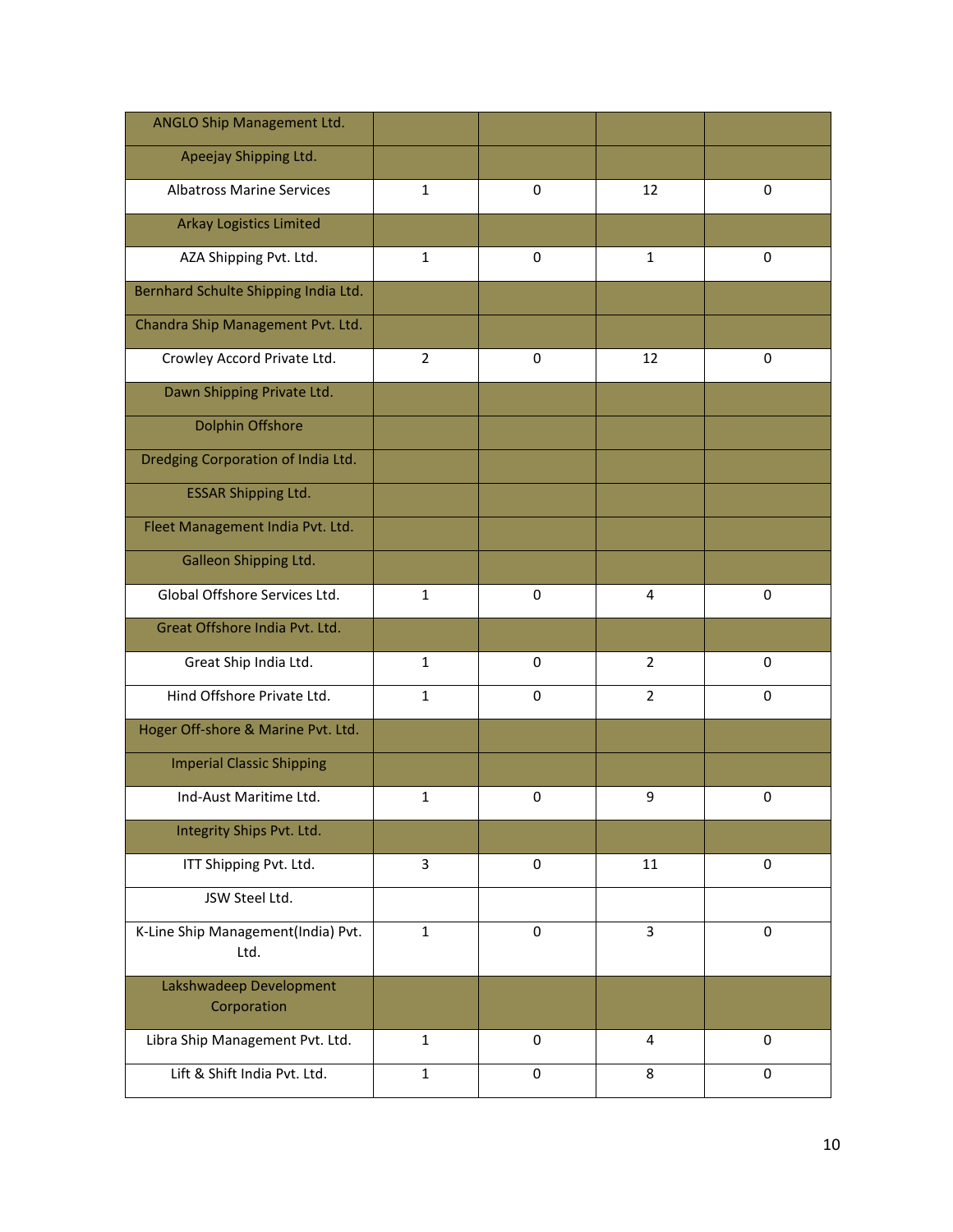| | | | | |
|---|---|---|---|---|
| ANGLO Ship Management Ltd. | | | | |
| Apeejay Shipping Ltd. | | | | |
| Albatross Marine Services | 1 | 0 | 12 | 0 |
| Arkay Logistics Limited | | | | |
| AZA Shipping Pvt. Ltd. | 1 | 0 | 1 | 0 |
| Bernhard Schulte Shipping India Ltd. | | | | |
| Chandra Ship Management Pvt. Ltd. | | | | |
| Crowley Accord Private Ltd. | 2 | 0 | 12 | 0 |
| Dawn Shipping Private Ltd. | | | | |
| Dolphin Offshore | | | | |
| Dredging Corporation of India Ltd. | | | | |
| ESSAR Shipping Ltd. | | | | |
| Fleet Management India Pvt. Ltd. | | | | |
| Galleon Shipping Ltd. | | | | |
| Global Offshore Services Ltd. | 1 | 0 | 4 | 0 |
| Great Offshore India Pvt. Ltd. | | | | |
| Great Ship India Ltd. | 1 | 0 | 2 | 0 |
| Hind Offshore Private Ltd. | 1 | 0 | 2 | 0 |
| Hoger Off-shore & Marine Pvt. Ltd. | | | | |
| Imperial Classic Shipping | | | | |
| Ind-Aust Maritime Ltd. | 1 | 0 | 9 | 0 |
| Integrity Ships Pvt. Ltd. | | | | |
| ITT Shipping Pvt. Ltd. | 3 | 0 | 11 | 0 |
| JSW Steel Ltd. | | | | |
| K-Line Ship Management(India) Pvt. Ltd. | 1 | 0 | 3 | 0 |
| Lakshwadeep Development Corporation | | | | |
| Libra Ship Management Pvt. Ltd. | 1 | 0 | 4 | 0 |
| Lift & Shift India Pvt. Ltd. | 1 | 0 | 8 | 0 |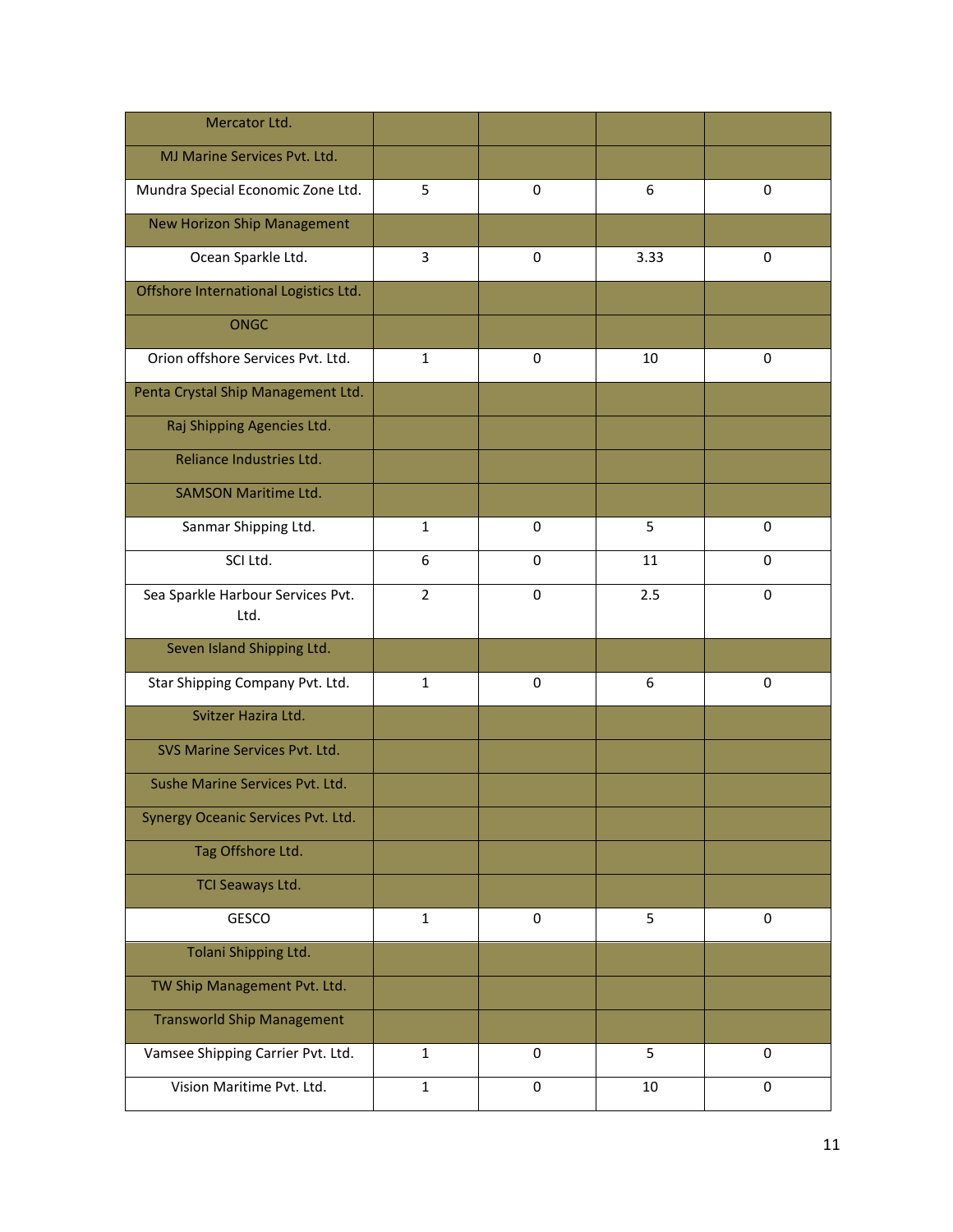| | | | | |
|---|---|---|---|---|
| Mercator Ltd. | | | | |
| MJ Marine Services Pvt. Ltd. | | | | |
| Mundra Special Economic Zone Ltd. | 5 | 0 | 6 | 0 |
| New Horizon Ship Management | | | | |
| Ocean Sparkle Ltd. | 3 | 0 | 3.33 | 0 |
| Offshore International Logistics Ltd. | | | | |
| ONGC | | | | |
| Orion offshore Services Pvt. Ltd. | 1 | 0 | 10 | 0 |
| Penta Crystal Ship Management Ltd. | | | | |
| Raj Shipping Agencies Ltd. | | | | |
| Reliance Industries Ltd. | | | | |
| SAMSON Maritime Ltd. | | | | |
| Sanmar Shipping Ltd. | 1 | 0 | 5 | 0 |
| SCI Ltd. | 6 | 0 | 11 | 0 |
| Sea Sparkle Harbour Services Pvt. Ltd. | 2 | 0 | 2.5 | 0 |
| Seven Island Shipping Ltd. | | | | |
| Star Shipping Company Pvt. Ltd. | 1 | 0 | 6 | 0 |
| Svitzer Hazira Ltd. | | | | |
| SVS Marine Services Pvt. Ltd. | | | | |
| Sushe Marine Services Pvt. Ltd. | | | | |
| Synergy Oceanic Services Pvt. Ltd. | | | | |
| Tag Offshore Ltd. | | | | |
| TCI Seaways Ltd. | | | | |
| GESCO | 1 | 0 | 5 | 0 |
| Tolani Shipping Ltd. | | | | |
| TW Ship Management Pvt. Ltd. | | | | |
| Transworld Ship Management | | | | |
| Vamsee Shipping Carrier Pvt. Ltd. | 1 | 0 | 5 | 0 |
| Vision Maritime Pvt. Ltd. | 1 | 0 | 10 | 0 |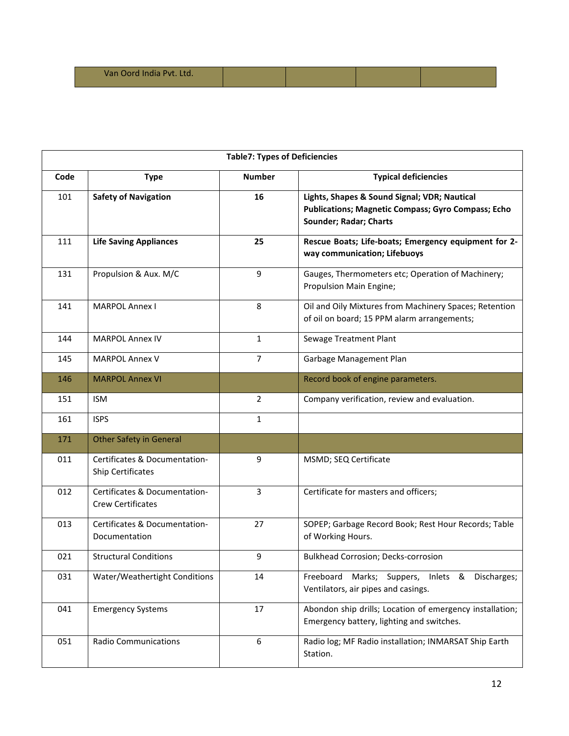| Van Oord India Pvt. Ltd. | | | | |
|---|---|---|---|---|

| Table7: Types of Deficiencies | | | |
|---|---|---|---|
| **Code** | **Type** | **Number** | **Typical deficiencies** |
| 101 | **Safety of Navigation** | **16** | **Lights, Shapes & Sound Signal; VDR; Nautical Publications; Magnetic Compass; Gyro Compass; Echo Sounder; Radar; Charts** |
| 111 | **Life Saving Appliances** | **25** | **Rescue Boats; Life-boats; Emergency equipment for 2-way communication; Lifebuoys** |
| 131 | Propulsion & Aux. M/C | 9 | Gauges, Thermometers etc; Operation of Machinery; Propulsion Main Engine; |
| 141 | MARPOL Annex I | 8 | Oil and Oily Mixtures from Machinery Spaces; Retention of oil on board; 15 PPM alarm arrangements; |
| 144 | MARPOL Annex IV | 1 | Sewage Treatment Plant |
| 145 | MARPOL Annex V | 7 | Garbage Management Plan |
| 146 | MARPOL Annex VI | | Record book of engine parameters. |
| 151 | ISM | 2 | Company verification, review and evaluation. |
| 161 | ISPS | 1 | |
| 171 | Other Safety in General | | |
| 011 | Certificates & Documentation-Ship Certificates | 9 | MSMD; SEQ Certificate |
| 012 | Certificates & Documentation-Crew Certificates | 3 | Certificate for masters and officers; |
| 013 | Certificates & Documentation-Documentation | 27 | SOPEP; Garbage Record Book; Rest Hour Records; Table of Working Hours. |
| 021 | Structural Conditions | 9 | Bulkhead Corrosion; Decks-corrosion |
| 031 | Water/Weathertight Conditions | 14 | Freeboard Marks; Suppers, Inlets & Discharges; Ventilators, air pipes and casings. |
| 041 | Emergency Systems | 17 | Abondon ship drills; Location of emergency installation; Emergency battery, lighting and switches. |
| 051 | Radio Communications | 6 | Radio log; MF Radio installation; INMARSAT Ship Earth Station. |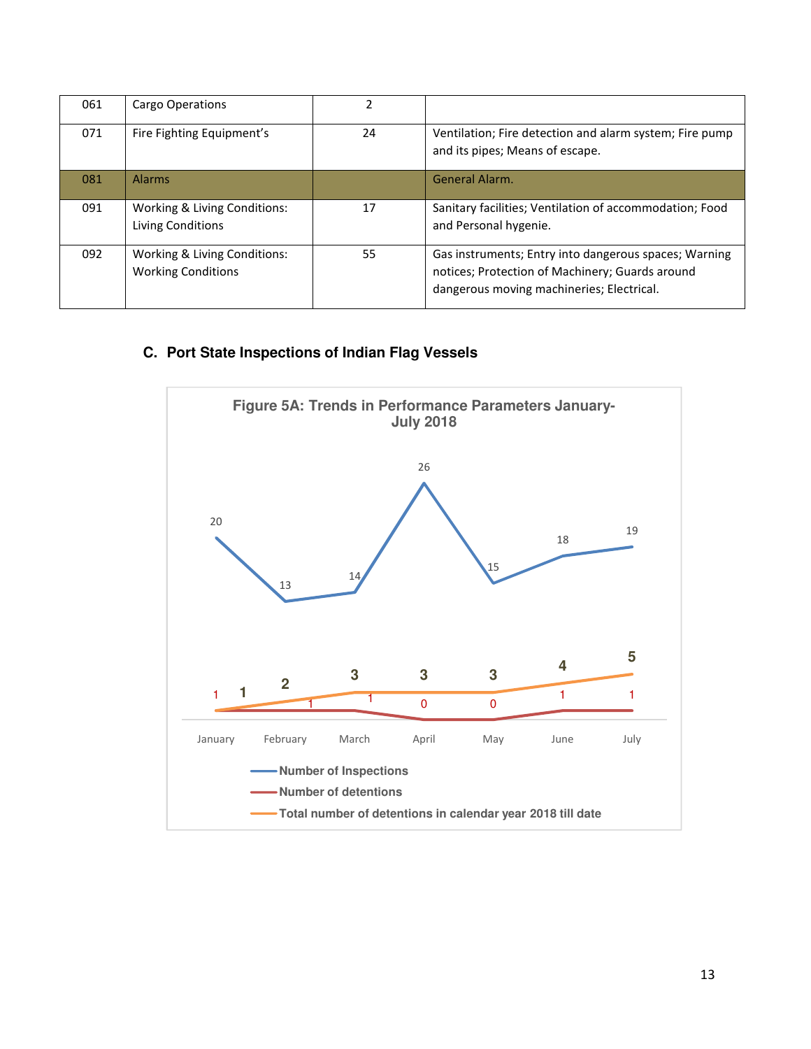| 061 | Cargo Operations | 2 | |
|---|---|---|---|
| 071 | Fire Fighting Equipment's | 24 | Ventilation; Fire detection and alarm system; Fire pump and its pipes; Means of escape. |
| 081 | Alarms | | General Alarm. |
| 091 | Working & Living Conditions: Living Conditions | 17 | Sanitary facilities; Ventilation of accommodation; Food and Personal hygenie. |
| 092 | Working & Living Conditions: Working Conditions | 55 | Gas instruments; Entry into dangerous spaces; Warning notices; Protection of Machinery; Guards around dangerous moving machineries; Electrical. |

### C. Port State Inspections of Indian Flag Vessels

**Figure 5A: Trends in Performance Parameters January-July 2018**

| | January | February | March | April | May | June | July |
|---|---|---|---|---|---|---|---|
| Number of Inspections | 20 | 13 | 14 | 26 | 15 | 18 | 19 |
| Number of detentions | 1 | 1 | 1 | 0 | 0 | 1 | 1 |
| Total number of detentions in calendar year 2018 till date | 1 | 2 | 3 | 3 | 3 | 4 | 5 |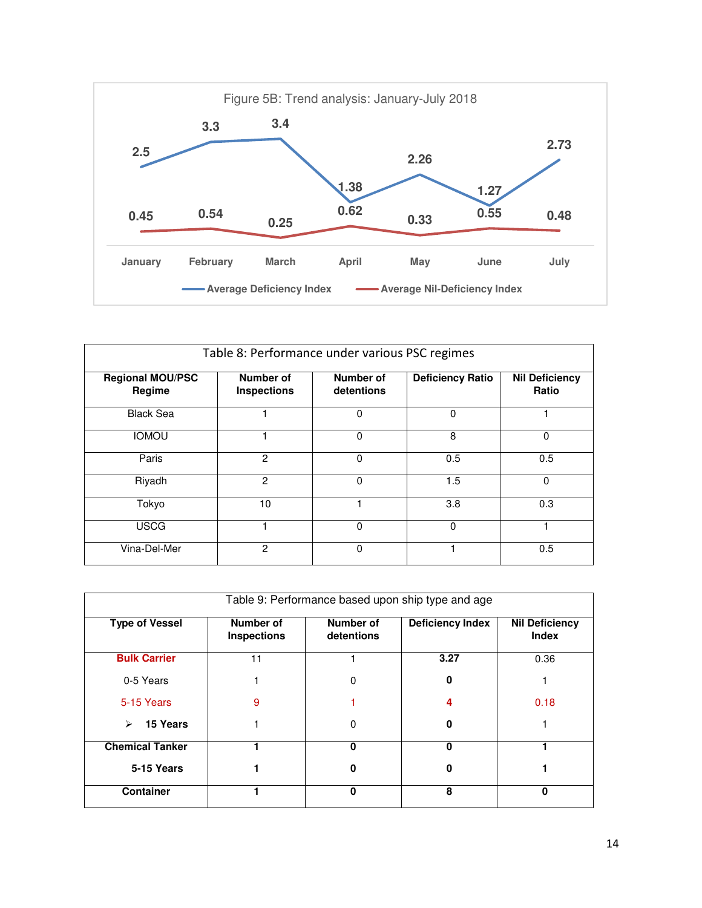Figure 5B: Trend analysis: January-July 2018

| | January | February | March | April | May | June | July |
|---|---|---|---|---|---|---|---|
| Average Deficiency Index | 2.5 | 3.3 | 3.4 | 1.38 | 2.26 | 1.27 | 2.73 |
| Average Nil-Deficiency Index | 0.45 | 0.54 | 0.25 | 0.62 | 0.33 | 0.55 | 0.48 |

Table 8: Performance under various PSC regimes

| Regional MOU/PSC Regime | Number of Inspections | Number of detentions | Deficiency Ratio | Nil Deficiency Ratio |
|---|---|---|---|---|
| Black Sea | 1 | 0 | 0 | 1 |
| IOMOU | 1 | 0 | 8 | 0 |
| Paris | 2 | 0 | 0.5 | 0.5 |
| Riyadh | 2 | 0 | 1.5 | 0 |
| Tokyo | 10 | 1 | 3.8 | 0.3 |
| USCG | 1 | 0 | 0 | 1 |
| Vina-Del-Mer | 2 | 0 | 1 | 0.5 |

Table 9: Performance based upon ship type and age

| Type of Vessel | Number of Inspections | Number of detentions | Deficiency Index | Nil Deficiency Index |
|---|---|---|---|---|
| **Bulk Carrier** | 11 | 1 | **3.27** | 0.36 |
| 0-5 Years | 1 | 0 | **0** | 1 |
| 5-15 Years | 9 | 1 | **4** | 0.18 |
| ➢ **15 Years** | 1 | 0 | **0** | 1 |
| **Chemical Tanker** | **1** | **0** | **0** | **1** |
| **5-15 Years** | **1** | **0** | **0** | **1** |
| **Container** | **1** | **0** | **8** | **0** |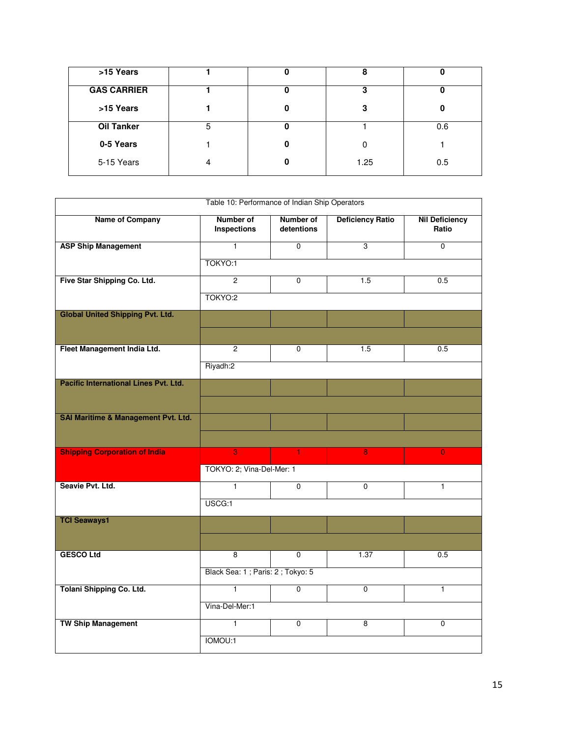| >15 Years | 1 | 0 | 8 | 0 |
|---|---|---|---|---|
| GAS CARRIER | 1 | 0 | 3 | 0 |
| >15 Years | 1 | 0 | 3 | 0 |
| Oil Tanker | 5 | 0 | 1 | 0.6 |
| 0-5 Years | 1 | 0 | 0 | 1 |
| 5-15 Years | 4 | 0 | 1.25 | 0.5 |

Table 10: Performance of Indian Ship Operators

| Name of Company | Number of Inspections | Number of detentions | Deficiency Ratio | Nil Deficiency Ratio |
|---|---|---|---|---|
| **ASP Ship Management** | 1 | 0 | 3 | 0 |
| | TOKYO:1 | | | |
| **Five Star Shipping Co. Ltd.** | 2 | 0 | 1.5 | 0.5 |
| | TOKYO:2 | | | |
| **Global United Shipping Pvt. Ltd.** | | | | |
| | | | | |
| **Fleet Management India Ltd.** | 2 | 0 | 1.5 | 0.5 |
| | Riyadh:2 | | | |
| **Pacific International Lines Pvt. Ltd.** | | | | |
| | | | | |
| **SAI Maritime & Management Pvt. Ltd.** | | | | |
| | | | | |
| **Shipping Corporation of India** | 3 | 1 | 8 | 0 |
| | TOKYO: 2; Vina-Del-Mer: 1 | | | |
| **Seavie Pvt. Ltd.** | 1 | 0 | 0 | 1 |
| | USCG:1 | | | |
| **TCI Seaways1** | | | | |
| | | | | |
| **GESCO Ltd** | 8 | 0 | 1.37 | 0.5 |
| | Black Sea: 1 ; Paris: 2 ; Tokyo: 5 | | | |
| **Tolani Shipping Co. Ltd.** | 1 | 0 | 0 | 1 |
| | Vina-Del-Mer:1 | | | |
| **TW Ship Management** | 1 | 0 | 8 | 0 |
| | IOMOU:1 | | | |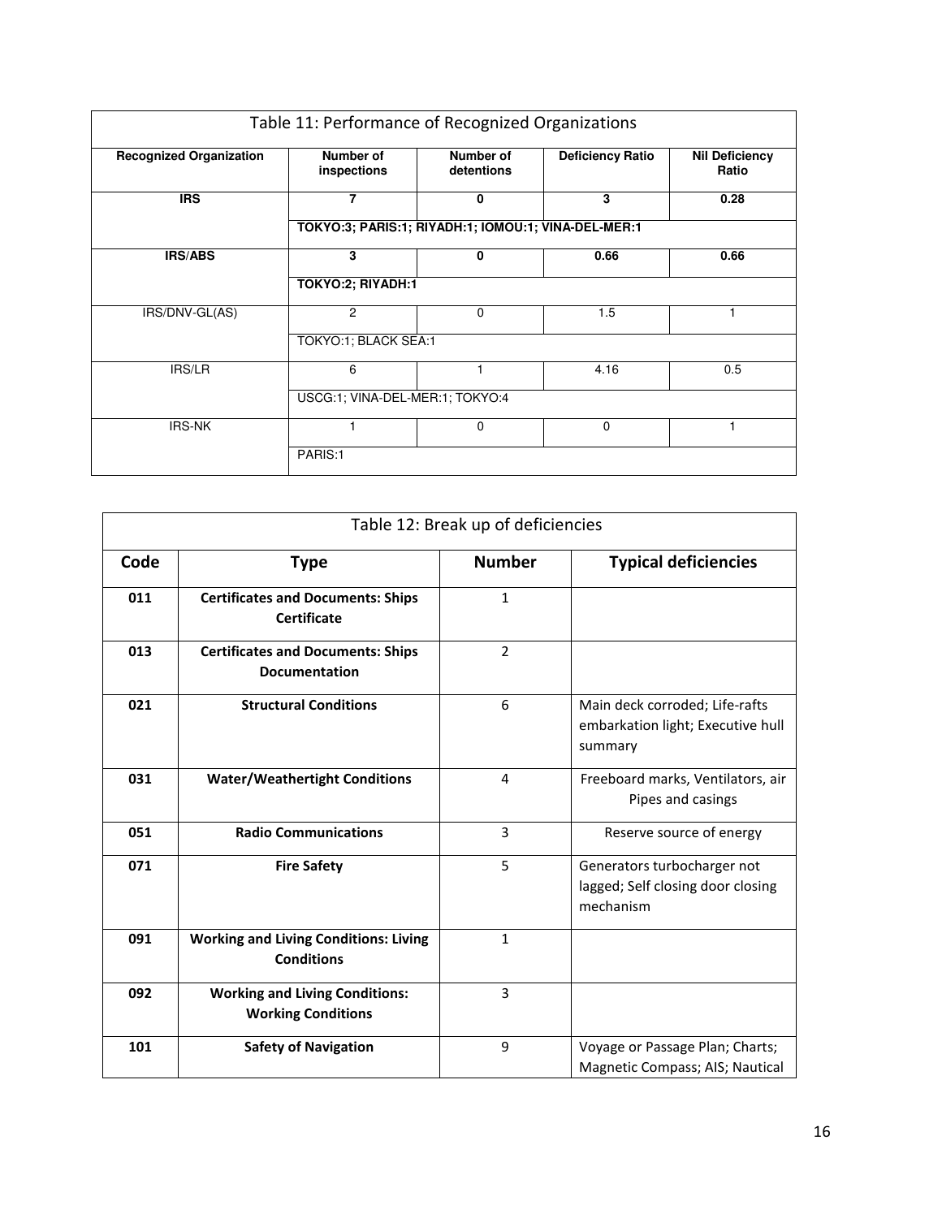Table 11: Performance of Recognized Organizations

| Recognized Organization | Number of inspections | Number of detentions | Deficiency Ratio | Nil Deficiency Ratio |
|---|---|---|---|---|
| **IRS** | **7** | **0** | **3** | **0.28** |
| | **TOKYO:3; PARIS:1; RIYADH:1; IOMOU:1; VINA-DEL-MER:1** | | | |
| **IRS/ABS** | **3** | **0** | **0.66** | **0.66** |
| | **TOKYO:2; RIYADH:1** | | | |
| IRS/DNV-GL(AS) | 2 | 0 | 1.5 | 1 |
| | TOKYO:1; BLACK SEA:1 | | | |
| IRS/LR | 6 | 1 | 4.16 | 0.5 |
| | USCG:1; VINA-DEL-MER:1; TOKYO:4 | | | |
| IRS-NK | 1 | 0 | 0 | 1 |
| | PARIS:1 | | | |

Table 12: Break up of deficiencies

| Code | Type | Number | Typical deficiencies |
|---|---|---|---|
| 011 | **Certificates and Documents: Ships Certificate** | 1 | |
| 013 | **Certificates and Documents: Ships Documentation** | 2 | |
| 021 | **Structural Conditions** | 6 | Main deck corroded; Life-rafts embarkation light; Executive hull summary |
| 031 | **Water/Weathertight Conditions** | 4 | Freeboard marks, Ventilators, air Pipes and casings |
| 051 | **Radio Communications** | 3 | Reserve source of energy |
| 071 | **Fire Safety** | 5 | Generators turbocharger not lagged; Self closing door closing mechanism |
| 091 | **Working and Living Conditions: Living Conditions** | 1 | |
| 092 | **Working and Living Conditions: Working Conditions** | 3 | |
| 101 | **Safety of Navigation** | 9 | Voyage or Passage Plan; Charts; Magnetic Compass; AIS; Nautical |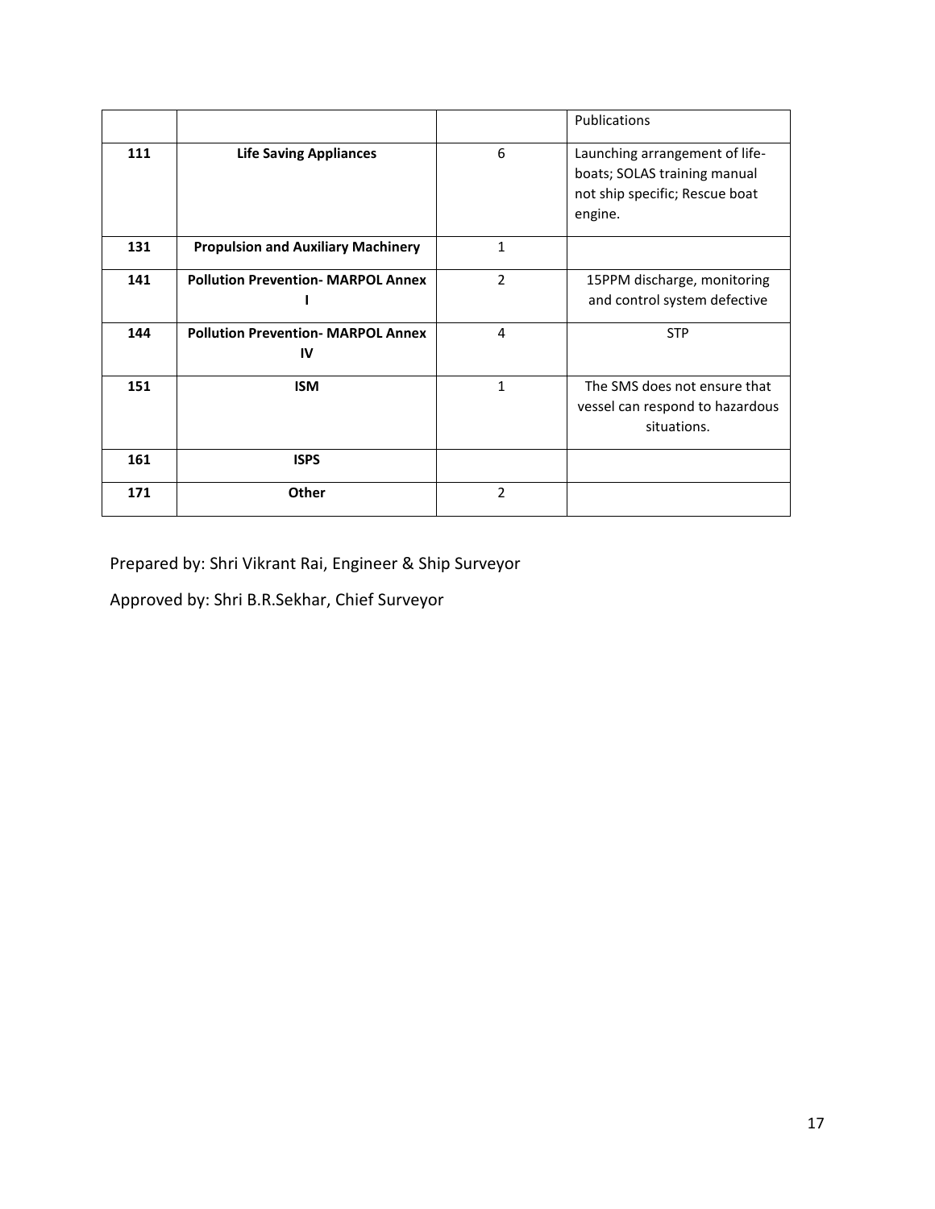| | | | |
|---|---|---|---|
| | | | Publications |
| **111** | **Life Saving Appliances** | 6 | Launching arrangement of life-boats; SOLAS training manual not ship specific; Rescue boat engine. |
| **131** | **Propulsion and Auxiliary Machinery** | 1 | |
| **141** | **Pollution Prevention- MARPOL Annex I** | 2 | 15PPM discharge, monitoring and control system defective |
| **144** | **Pollution Prevention- MARPOL Annex IV** | 4 | STP |
| **151** | **ISM** | 1 | The SMS does not ensure that vessel can respond to hazardous situations. |
| **161** | **ISPS** | | |
| **171** | **Other** | 2 | |

Prepared by: Shri Vikrant Rai, Engineer & Ship Surveyor

Approved by: Shri B.R.Sekhar, Chief Surveyor